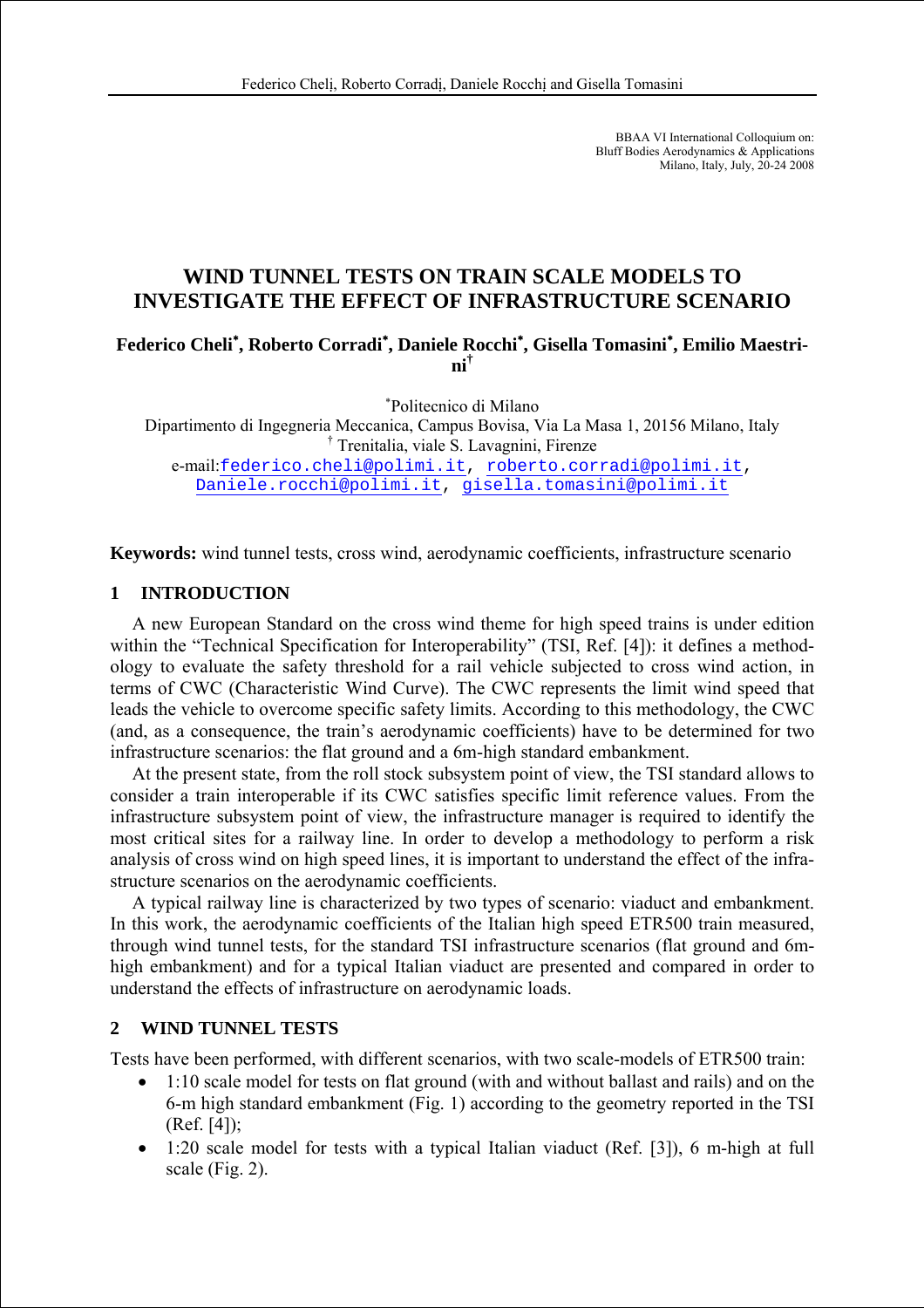BBAA VI International Colloquium on:
Bluff Bodies Aerodynamics & Applications
Milano, Italy, July, 20-24 2008

# WIND TUNNEL TESTS ON TRAIN SCALE MODELS TO INVESTIGATE THE EFFECT OF INFRASTRUCTURE SCENARIO

**Federico Cheli\*, Roberto Corradi\*, Daniele Rocchi\*, Gisella Tomasini\*, Emilio Maestrini†**

\*Politecnico di Milano
Dipartimento di Ingegneria Meccanica, Campus Bovisa, Via La Masa 1, 20156 Milano, Italy
† Trenitalia, viale S. Lavagnini, Firenze
e-mail: federico.cheli@polimi.it, roberto.corradi@polimi.it, Daniele.rocchi@polimi.it, gisella.tomasini@polimi.it

**Keywords:** wind tunnel tests, cross wind, aerodynamic coefficients, infrastructure scenario

## 1 INTRODUCTION

A new European Standard on the cross wind theme for high speed trains is under edition within the "Technical Specification for Interoperability" (TSI, Ref. [4]): it defines a methodology to evaluate the safety threshold for a rail vehicle subjected to cross wind action, in terms of CWC (Characteristic Wind Curve). The CWC represents the limit wind speed that leads the vehicle to overcome specific safety limits. According to this methodology, the CWC (and, as a consequence, the train's aerodynamic coefficients) have to be determined for two infrastructure scenarios: the flat ground and a 6m-high standard embankment.

At the present state, from the roll stock subsystem point of view, the TSI standard allows to consider a train interoperable if its CWC satisfies specific limit reference values. From the infrastructure subsystem point of view, the infrastructure manager is required to identify the most critical sites for a railway line. In order to develop a methodology to perform a risk analysis of cross wind on high speed lines, it is important to understand the effect of the infrastructure scenarios on the aerodynamic coefficients.

A typical railway line is characterized by two types of scenario: viaduct and embankment. In this work, the aerodynamic coefficients of the Italian high speed ETR500 train measured, through wind tunnel tests, for the standard TSI infrastructure scenarios (flat ground and 6m-high embankment) and for a typical Italian viaduct are presented and compared in order to understand the effects of infrastructure on aerodynamic loads.

## 2 WIND TUNNEL TESTS

Tests have been performed, with different scenarios, with two scale-models of ETR500 train:

- 1:10 scale model for tests on flat ground (with and without ballast and rails) and on the 6-m high standard embankment (Fig. 1) according to the geometry reported in the TSI (Ref. [4]);
- 1:20 scale model for tests with a typical Italian viaduct (Ref. [3]), 6 m-high at full scale (Fig. 2).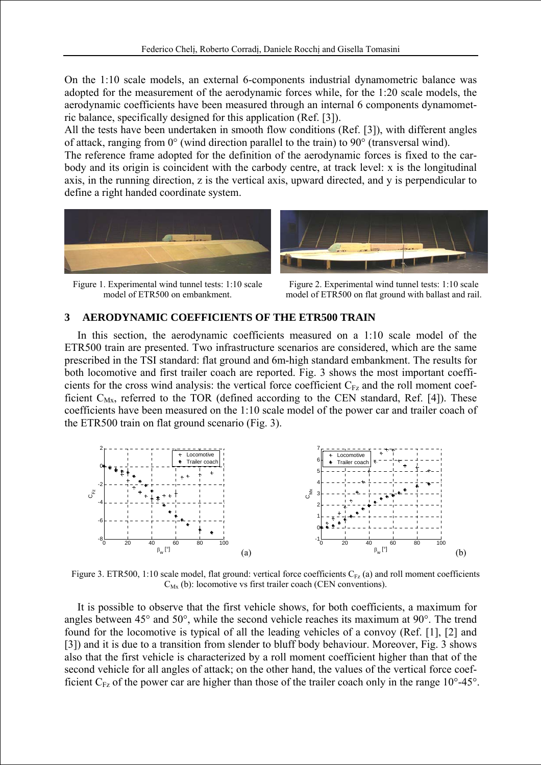On the 1:10 scale models, an external 6-components industrial dynamometric balance was adopted for the measurement of the aerodynamic forces while, for the 1:20 scale models, the aerodynamic coefficients have been measured through an internal 6 components dynamometric balance, specifically designed for this application (Ref. [3]).

All the tests have been undertaken in smooth flow conditions (Ref. [3]), with different angles of attack, ranging from 0° (wind direction parallel to the train) to 90° (transversal wind).

The reference frame adopted for the definition of the aerodynamic forces is fixed to the carbody and its origin is coincident with the carbody centre, at track level: x is the longitudinal axis, in the running direction, z is the vertical axis, upward directed, and y is perpendicular to define a right handed coordinate system.

Figure 1. Experimental wind tunnel tests: 1:10 scale model of ETR500 on embankment.

Figure 2. Experimental wind tunnel tests: 1:10 scale model of ETR500 on flat ground with ballast and rail.

## 3 AERODYNAMIC COEFFICIENTS OF THE ETR500 TRAIN

In this section, the aerodynamic coefficients measured on a 1:10 scale model of the ETR500 train are presented. Two infrastructure scenarios are considered, which are the same prescribed in the TSI standard: flat ground and 6m-high standard embankment. The results for both locomotive and first trailer coach are reported. Fig. 3 shows the most important coefficients for the cross wind analysis: the vertical force coefficient $C_{Fz}$ and the roll moment coefficient $C_{Mx}$, referred to the TOR (defined according to the CEN standard, Ref. [4]). These coefficients have been measured on the 1:10 scale model of the power car and trailer coach of the ETR500 train on flat ground scenario (Fig. 3).

Figure 3. ETR500, 1:10 scale model, flat ground: vertical force coefficients $C_{Fz}$ (a) and roll moment coefficients $C_{Mx}$ (b): locomotive vs first trailer coach (CEN conventions).

It is possible to observe that the first vehicle shows, for both coefficients, a maximum for angles between 45° and 50°, while the second vehicle reaches its maximum at 90°. The trend found for the locomotive is typical of all the leading vehicles of a convoy (Ref. [1], [2] and [3]) and it is due to a transition from slender to bluff body behaviour. Moreover, Fig. 3 shows also that the first vehicle is characterized by a roll moment coefficient higher than that of the second vehicle for all angles of attack; on the other hand, the values of the vertical force coefficient $C_{Fz}$ of the power car are higher than those of the trailer coach only in the range 10°-45°.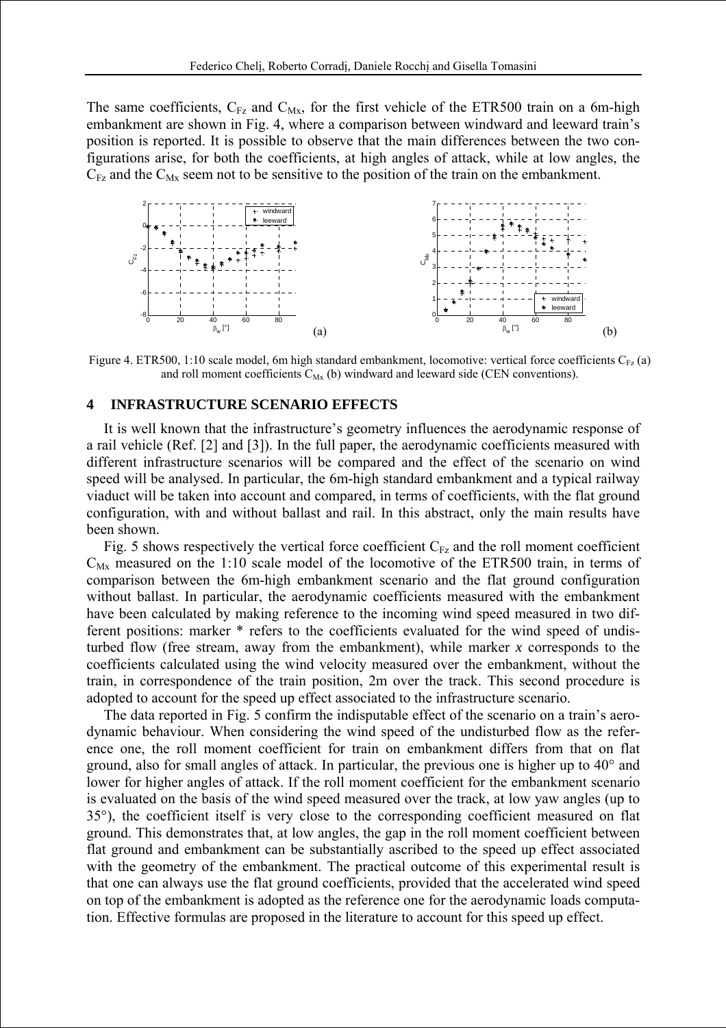The same coefficients, $C_{Fz}$ and $C_{Mx}$, for the first vehicle of the ETR500 train on a 6m-high embankment are shown in Fig. 4, where a comparison between windward and leeward train's position is reported. It is possible to observe that the main differences between the two configurations arise, for both the coefficients, at high angles of attack, while at low angles, the $C_{Fz}$ and the $C_{Mx}$ seem not to be sensitive to the position of the train on the embankment.

Figure 4. ETR500, 1:10 scale model, 6m high standard embankment, locomotive: vertical force coefficients $C_{Fz}$ (a) and roll moment coefficients $C_{Mx}$ (b) windward and leeward side (CEN conventions).

## 4 INFRASTRUCTURE SCENARIO EFFECTS

It is well known that the infrastructure's geometry influences the aerodynamic response of a rail vehicle (Ref. [2] and [3]). In the full paper, the aerodynamic coefficients measured with different infrastructure scenarios will be compared and the effect of the scenario on wind speed will be analysed. In particular, the 6m-high standard embankment and a typical railway viaduct will be taken into account and compared, in terms of coefficients, with the flat ground configuration, with and without ballast and rail. In this abstract, only the main results have been shown.

Fig. 5 shows respectively the vertical force coefficient $C_{Fz}$ and the roll moment coefficient $C_{Mx}$ measured on the 1:10 scale model of the locomotive of the ETR500 train, in terms of comparison between the 6m-high embankment scenario and the flat ground configuration without ballast. In particular, the aerodynamic coefficients measured with the embankment have been calculated by making reference to the incoming wind speed measured in two different positions: marker * refers to the coefficients evaluated for the wind speed of undisturbed flow (free stream, away from the embankment), while marker *x* corresponds to the coefficients calculated using the wind velocity measured over the embankment, without the train, in correspondence of the train position, 2m over the track. This second procedure is adopted to account for the speed up effect associated to the infrastructure scenario.

The data reported in Fig. 5 confirm the indisputable effect of the scenario on a train's aerodynamic behaviour. When considering the wind speed of the undisturbed flow as the reference one, the roll moment coefficient for train on embankment differs from that on flat ground, also for small angles of attack. In particular, the previous one is higher up to 40° and lower for higher angles of attack. If the roll moment coefficient for the embankment scenario is evaluated on the basis of the wind speed measured over the track, at low yaw angles (up to 35°), the coefficient itself is very close to the corresponding coefficient measured on flat ground. This demonstrates that, at low angles, the gap in the roll moment coefficient between flat ground and embankment can be substantially ascribed to the speed up effect associated with the geometry of the embankment. The practical outcome of this experimental result is that one can always use the flat ground coefficients, provided that the accelerated wind speed on top of the embankment is adopted as the reference one for the aerodynamic loads computation. Effective formulas are proposed in the literature to account for this speed up effect.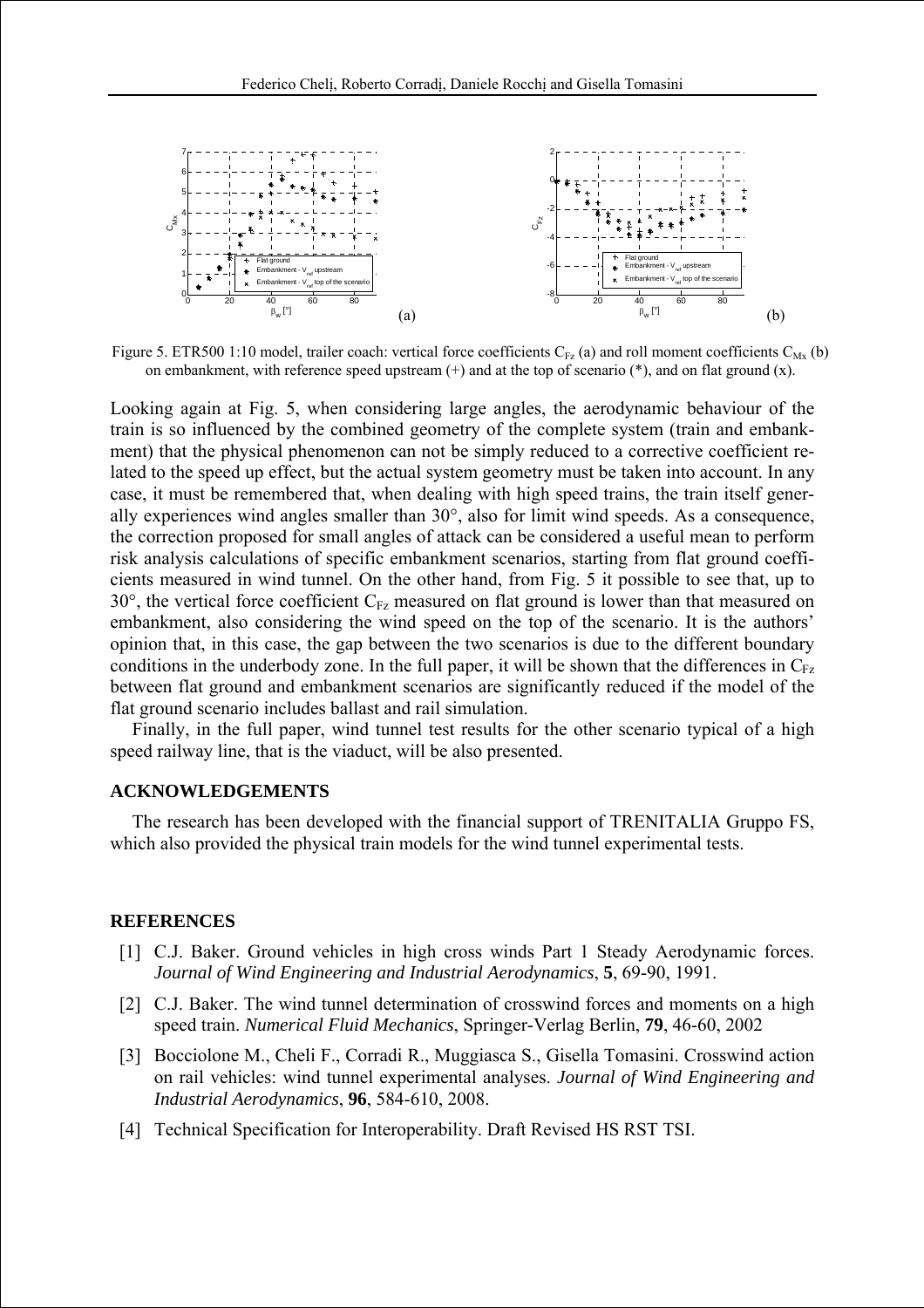7
6
5
4
3
2
1
0

$C_{Mx}$

0 20 40 60 80

$\beta_w$ [°]

Flat ground
Embankment - $V_{ref}$ upstream
Embankment - $V_{ref}$ top of the scenario

(a)

2
0
-2
-4
-6
-8

$C_{Fz}$

0 20 40 60 80

$\beta_w$ [°]

Flat ground
Embankment - $V_{ref}$ upstream
Embankment - $V_{ref}$ top of the scenario

(b)

Figure 5. ETR500 1:10 model, trailer coach: vertical force coefficients $C_{Fz}$ (a) and roll moment coefficients $C_{Mx}$ (b) on embankment, with reference speed upstream (+) and at the top of scenario (*), and on flat ground (x).

Looking again at Fig. 5, when considering large angles, the aerodynamic behaviour of the train is so influenced by the combined geometry of the complete system (train and embankment) that the physical phenomenon can not be simply reduced to a corrective coefficient related to the speed up effect, but the actual system geometry must be taken into account. In any case, it must be remembered that, when dealing with high speed trains, the train itself generally experiences wind angles smaller than 30°, also for limit wind speeds. As a consequence, the correction proposed for small angles of attack can be considered a useful mean to perform risk analysis calculations of specific embankment scenarios, starting from flat ground coefficients measured in wind tunnel. On the other hand, from Fig. 5 it possible to see that, up to 30°, the vertical force coefficient $C_{Fz}$ measured on flat ground is lower than that measured on embankment, also considering the wind speed on the top of the scenario. It is the authors' opinion that, in this case, the gap between the two scenarios is due to the different boundary conditions in the underbody zone. In the full paper, it will be shown that the differences in $C_{Fz}$ between flat ground and embankment scenarios are significantly reduced if the model of the flat ground scenario includes ballast and rail simulation.

Finally, in the full paper, wind tunnel test results for the other scenario typical of a high speed railway line, that is the viaduct, will be also presented.

## ACKNOWLEDGEMENTS

The research has been developed with the financial support of TRENITALIA Gruppo FS, which also provided the physical train models for the wind tunnel experimental tests.

## REFERENCES

[1] C.J. Baker. Ground vehicles in high cross winds Part 1 Steady Aerodynamic forces. *Journal of Wind Engineering and Industrial Aerodynamics*, **5**, 69-90, 1991.

[2] C.J. Baker. The wind tunnel determination of crosswind forces and moments on a high speed train. *Numerical Fluid Mechanics*, Springer-Verlag Berlin, **79**, 46-60, 2002

[3] Bocciolone M., Cheli F., Corradi R., Muggiasca S., Gisella Tomasini. Crosswind action on rail vehicles: wind tunnel experimental analyses. *Journal of Wind Engineering and Industrial Aerodynamics*, **96**, 584-610, 2008.

[4] Technical Specification for Interoperability. Draft Revised HS RST TSI.